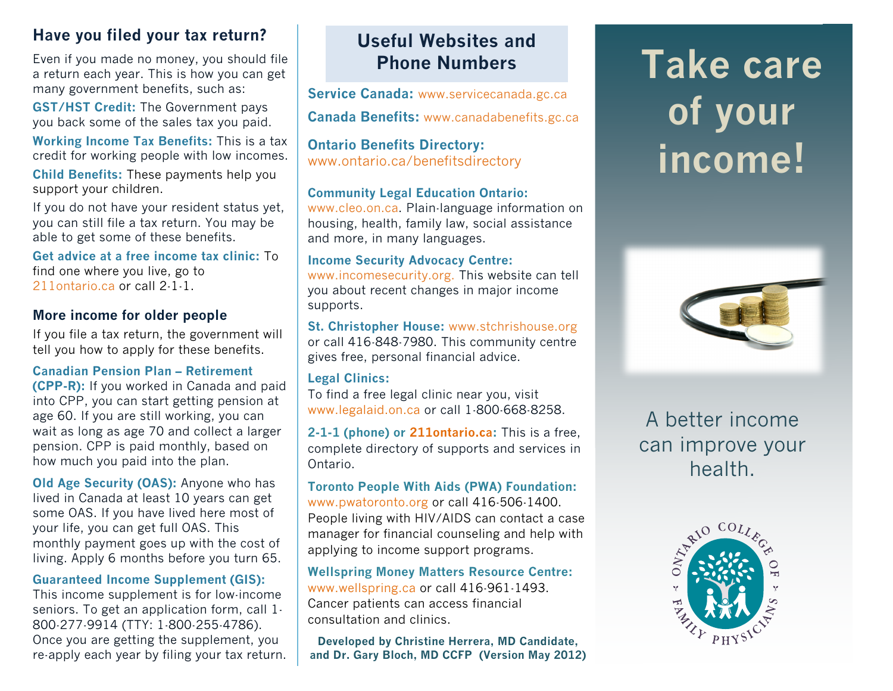## Have you filed your tax return?

Even if you made no money, you should file a return each year. This is how you can get many government benefits, such as:

**GST/HST Credit:** The Government pays you back some of the sales tax you paid.

**Working Income Tax Benefits:** This is a tax credit for working people with low incomes.

**Child Benefits:** These payments help you support your children.

If you do not have your resident status yet, you can still file a tax return. You may be able to get some of these benefits.

**Get advice at a free income tax clinic:** To find one where you live, go to 211ontario.ca or call 2-1-1.

## More income for older people

If you file a tax return, the government will tell you how to apply for these benefits.

**Canadian Pension Plan – Retirement (CPP-R):** If you worked in Canada and paid into CPP, you can start getting pension at age 60. If you are still working, you can wait as long as age 70 and collect a larger pension. CPP is paid monthly, based on how much you paid into the plan.

**Old Age Security (OAS):** Anyone who has lived in Canada at least 10 years can get some OAS. If you have lived here most of your life, you can get full OAS. This monthly payment goes up with the cost of living. Apply 6 months before you turn 65.

**Guaranteed Income Supplement (GIS):** This income supplement is for low-income seniors. To get an application form, call 1-800-277-9914 (TTY: 1-800-255-4786). Once you are getting the supplement, you re-apply each year by filing your tax return.

## Useful Websites and Phone Numbers

**Service Canada:** www.servicecanada.gc.ca

**Canada Benefits:** www.canadabenefits.gc.ca

**Ontario Benefits Directory:** www.ontario.ca/benefitsdirectory

**Community Legal Education Ontario:** www.cleo.on.ca. Plain-language information on housing, health, family law, social assistance and more, in many languages.

**Income Security Advocacy Centre:** www.incomesecurity.org. This website can tell you about recent changes in major income supports.

**St. Christopher House:** www.stchrishouse.org or call 416-848-7980. This community centre gives free, personal financial advice.

**Legal Clinics:** To find a free legal clinic near you, visit www.legalaid.on.ca or call 1-800-668-8258.

**2-1-1 (phone) or 211ontario.ca:** This is a free, complete directory of supports and services in Ontario.

**Toronto People With Aids (PWA) Foundation:** www.pwatoronto.org or call 416-506-1400. People living with HIV/AIDS can contact a case manager for financial counseling and help with applying to income support programs.

**Wellspring Money Matters Resource Centre:** www.wellspring.ca or call 416-961-1493. Cancer patients can access financial consultation and clinics.

**Developed by Christine Herrera, MD Candidate, and Dr. Gary Bloch, MD CCFP (Version May 2012)**

# Take care of your income!

A better income can improve your health.

Ontario College of Family Physicians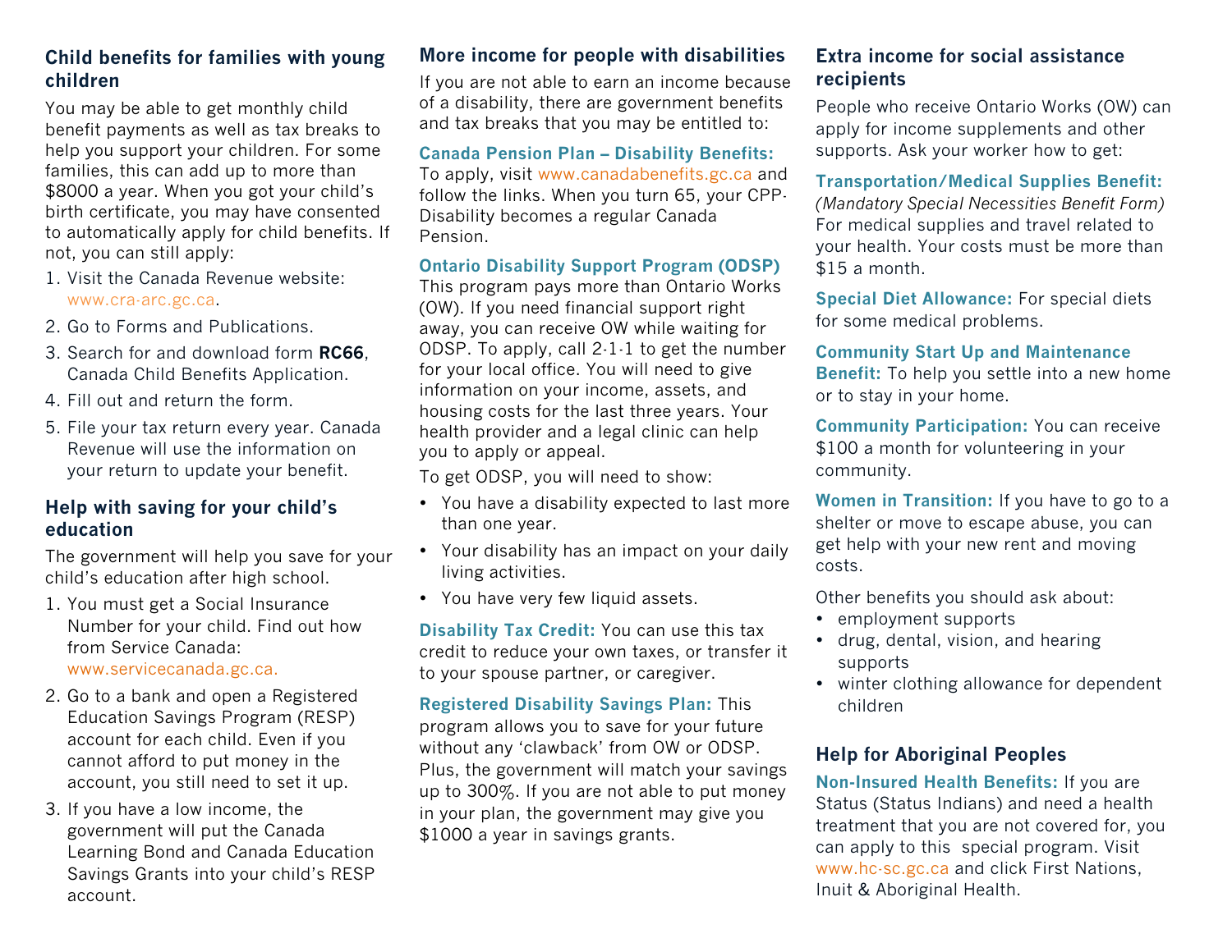## Child benefits for families with young children

You may be able to get monthly child benefit payments as well as tax breaks to help you support your children. For some families, this can add up to more than $8000 a year. When you got your child's birth certificate, you may have consented to automatically apply for child benefits. If not, you can still apply:

1. Visit the Canada Revenue website: www.cra-arc.gc.ca.
2. Go to Forms and Publications.
3. Search for and download form **RC66**, Canada Child Benefits Application.
4. Fill out and return the form.
5. File your tax return every year. Canada Revenue will use the information on your return to update your benefit.

## Help with saving for your child's education

The government will help you save for your child's education after high school.

1. You must get a Social Insurance Number for your child. Find out how from Service Canada: www.servicecanada.gc.ca.
2. Go to a bank and open a Registered Education Savings Program (RESP) account for each child. Even if you cannot afford to put money in the account, you still need to set it up.
3. If you have a low income, the government will put the Canada Learning Bond and Canada Education Savings Grants into your child's RESP account.

## More income for people with disabilities

If you are not able to earn an income because of a disability, there are government benefits and tax breaks that you may be entitled to:

**Canada Pension Plan – Disability Benefits:** To apply, visit www.canadabenefits.gc.ca and follow the links. When you turn 65, your CPP-Disability becomes a regular Canada Pension.

**Ontario Disability Support Program (ODSP)**
This program pays more than Ontario Works (OW). If you need financial support right away, you can receive OW while waiting for ODSP. To apply, call 2-1-1 to get the number for your local office. You will need to give information on your income, assets, and housing costs for the last three years. Your health provider and a legal clinic can help you to apply or appeal.

To get ODSP, you will need to show:

- You have a disability expected to last more than one year.
- Your disability has an impact on your daily living activities.
- You have very few liquid assets.

**Disability Tax Credit:** You can use this tax credit to reduce your own taxes, or transfer it to your spouse partner, or caregiver.

**Registered Disability Savings Plan:** This program allows you to save for your future without any 'clawback' from OW or ODSP. Plus, the government will match your savings up to 300%. If you are not able to put money in your plan, the government may give you $1000 a year in savings grants.

## Extra income for social assistance recipients

People who receive Ontario Works (OW) can apply for income supplements and other supports. Ask your worker how to get:

**Transportation/Medical Supplies Benefit:** *(Mandatory Special Necessities Benefit Form)* For medical supplies and travel related to your health. Your costs must be more than $15 a month.

**Special Diet Allowance:** For special diets for some medical problems.

**Community Start Up and Maintenance Benefit:** To help you settle into a new home or to stay in your home.

**Community Participation:** You can receive $100 a month for volunteering in your community.

**Women in Transition:** If you have to go to a shelter or move to escape abuse, you can get help with your new rent and moving costs.

Other benefits you should ask about:

- employment supports
- drug, dental, vision, and hearing supports
- winter clothing allowance for dependent children

## Help for Aboriginal Peoples

**Non-Insured Health Benefits:** If you are Status (Status Indians) and need a health treatment that you are not covered for, you can apply to this special program. Visit www.hc-sc.gc.ca and click First Nations, Inuit & Aboriginal Health.